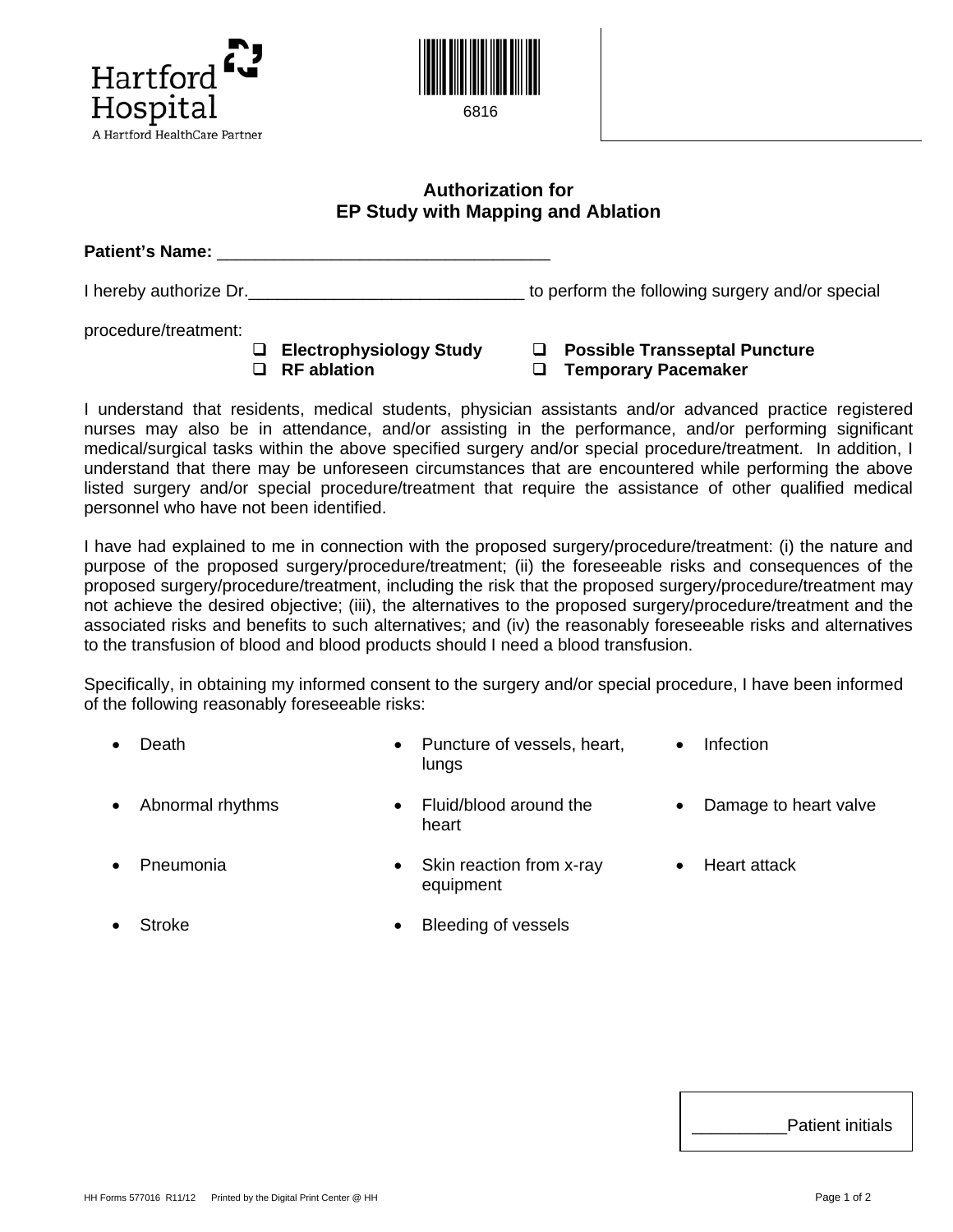Hartford Hospital
A Hartford HealthCare Partner

6816

# Authorization for EP Study with Mapping and Ablation

**Patient's Name:** ___________________________________

I hereby authorize Dr.____________________________ to perform the following surgery and/or special procedure/treatment:

- ☐ **Electrophysiology Study**
- ☐ **RF ablation**
- ☐ **Possible Transseptal Puncture**
- ☐ **Temporary Pacemaker**

I understand that residents, medical students, physician assistants and/or advanced practice registered nurses may also be in attendance, and/or assisting in the performance, and/or performing significant medical/surgical tasks within the above specified surgery and/or special procedure/treatment. In addition, I understand that there may be unforeseen circumstances that are encountered while performing the above listed surgery and/or special procedure/treatment that require the assistance of other qualified medical personnel who have not been identified.

I have had explained to me in connection with the proposed surgery/procedure/treatment: (i) the nature and purpose of the proposed surgery/procedure/treatment; (ii) the foreseeable risks and consequences of the proposed surgery/procedure/treatment, including the risk that the proposed surgery/procedure/treatment may not achieve the desired objective; (iii), the alternatives to the proposed surgery/procedure/treatment and the associated risks and benefits to such alternatives; and (iv) the reasonably foreseeable risks and alternatives to the transfusion of blood and blood products should I need a blood transfusion.

Specifically, in obtaining my informed consent to the surgery and/or special procedure, I have been informed of the following reasonably foreseeable risks:

- Death
- Abnormal rhythms
- Pneumonia
- Stroke
- Puncture of vessels, heart, lungs
- Fluid/blood around the heart
- Skin reaction from x-ray equipment
- Bleeding of vessels
- Infection
- Damage to heart valve
- Heart attack

__________Patient initials

HH Forms 577016 R11/12 Printed by the Digital Print Center @ HH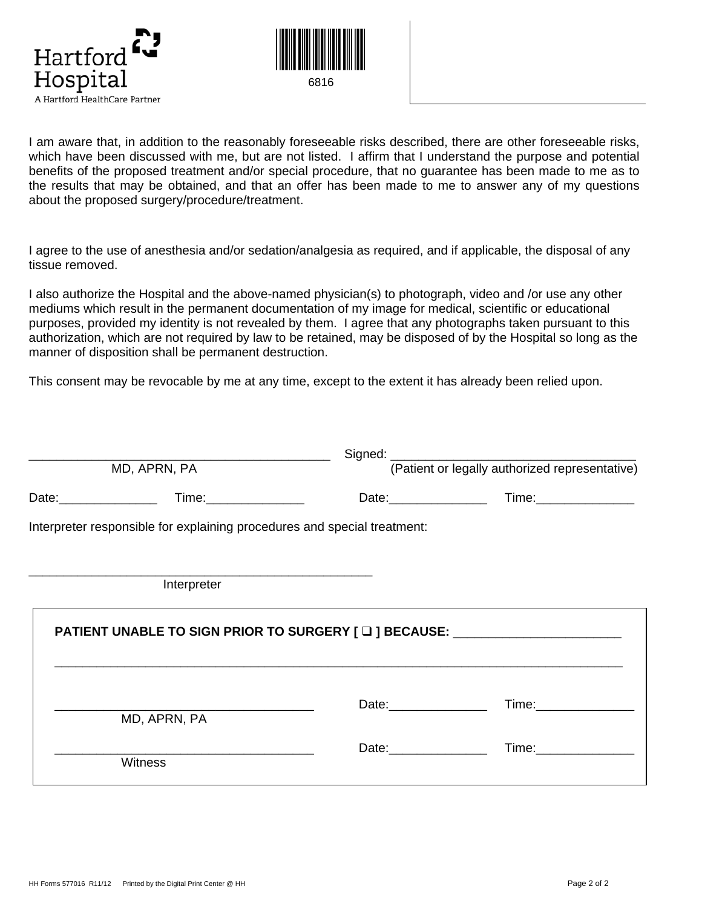Hartford Hospital
A Hartford HealthCare Partner

6816

I am aware that, in addition to the reasonably foreseeable risks described, there are other foreseeable risks, which have been discussed with me, but are not listed. I affirm that I understand the purpose and potential benefits of the proposed treatment and/or special procedure, that no guarantee has been made to me as to the results that may be obtained, and that an offer has been made to me to answer any of my questions about the proposed surgery/procedure/treatment.

I agree to the use of anesthesia and/or sedation/analgesia as required, and if applicable, the disposal of any tissue removed.

I also authorize the Hospital and the above-named physician(s) to photograph, video and /or use any other mediums which result in the permanent documentation of my image for medical, scientific or educational purposes, provided my identity is not revealed by them. I agree that any photographs taken pursuant to this authorization, which are not required by law to be retained, may be disposed of by the Hospital so long as the manner of disposition shall be permanent destruction.

This consent may be revocable by me at any time, except to the extent it has already been relied upon.

_____________________________________________ Signed: ___________________________________
MD, APRN, PA (Patient or legally authorized representative)

Date:______________ Time:______________ Date:______________ Time:______________

Interpreter responsible for explaining procedures and special treatment:

___________________________________________________
Interpreter

**PATIENT UNABLE TO SIGN PRIOR TO SURGERY [ ❑ ] BECAUSE:** ________________________

_____________________________________________________________________________________

_____________________________________ Date:______________ Time:______________
MD, APRN, PA

_____________________________________ Date:______________ Time:______________
Witness

HH Forms 577016 R11/12 Printed by the Digital Print Center @ HH